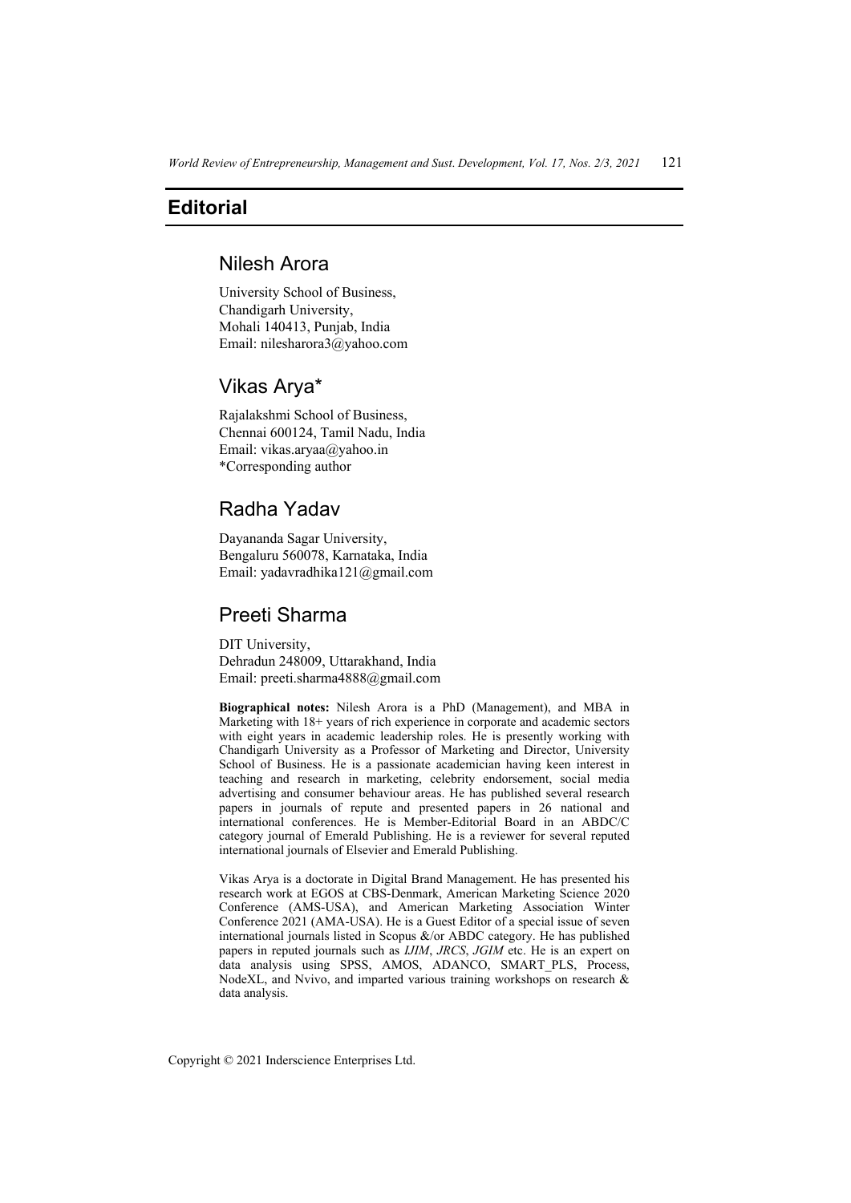# Editorial

## Nilesh Arora

University School of Business,
Chandigarh University,
Mohali 140413, Punjab, India
Email: nilesharora3@yahoo.com

## Vikas Arya*

Rajalakshmi School of Business,
Chennai 600124, Tamil Nadu, India
Email: vikas.aryaa@yahoo.in
*Corresponding author

## Radha Yadav

Dayananda Sagar University,
Bengaluru 560078, Karnataka, India
Email: yadavradhika121@gmail.com

## Preeti Sharma

DIT University,
Dehradun 248009, Uttarakhand, India
Email: preeti.sharma4888@gmail.com

**Biographical notes:** Nilesh Arora is a PhD (Management), and MBA in Marketing with 18+ years of rich experience in corporate and academic sectors with eight years in academic leadership roles. He is presently working with Chandigarh University as a Professor of Marketing and Director, University School of Business. He is a passionate academician having keen interest in teaching and research in marketing, celebrity endorsement, social media advertising and consumer behaviour areas. He has published several research papers in journals of repute and presented papers in 26 national and international conferences. He is Member-Editorial Board in an ABDC/C category journal of Emerald Publishing. He is a reviewer for several reputed international journals of Elsevier and Emerald Publishing.

Vikas Arya is a doctorate in Digital Brand Management. He has presented his research work at EGOS at CBS-Denmark, American Marketing Science 2020 Conference (AMS-USA), and American Marketing Association Winter Conference 2021 (AMA-USA). He is a Guest Editor of a special issue of seven international journals listed in Scopus &/or ABDC category. He has published papers in reputed journals such as *IJIM*, *JRCS*, *JGIM* etc. He is an expert on data analysis using SPSS, AMOS, ADANCO, SMART_PLS, Process, NodeXL, and Nvivo, and imparted various training workshops on research & data analysis.

Copyright © 2021 Inderscience Enterprises Ltd.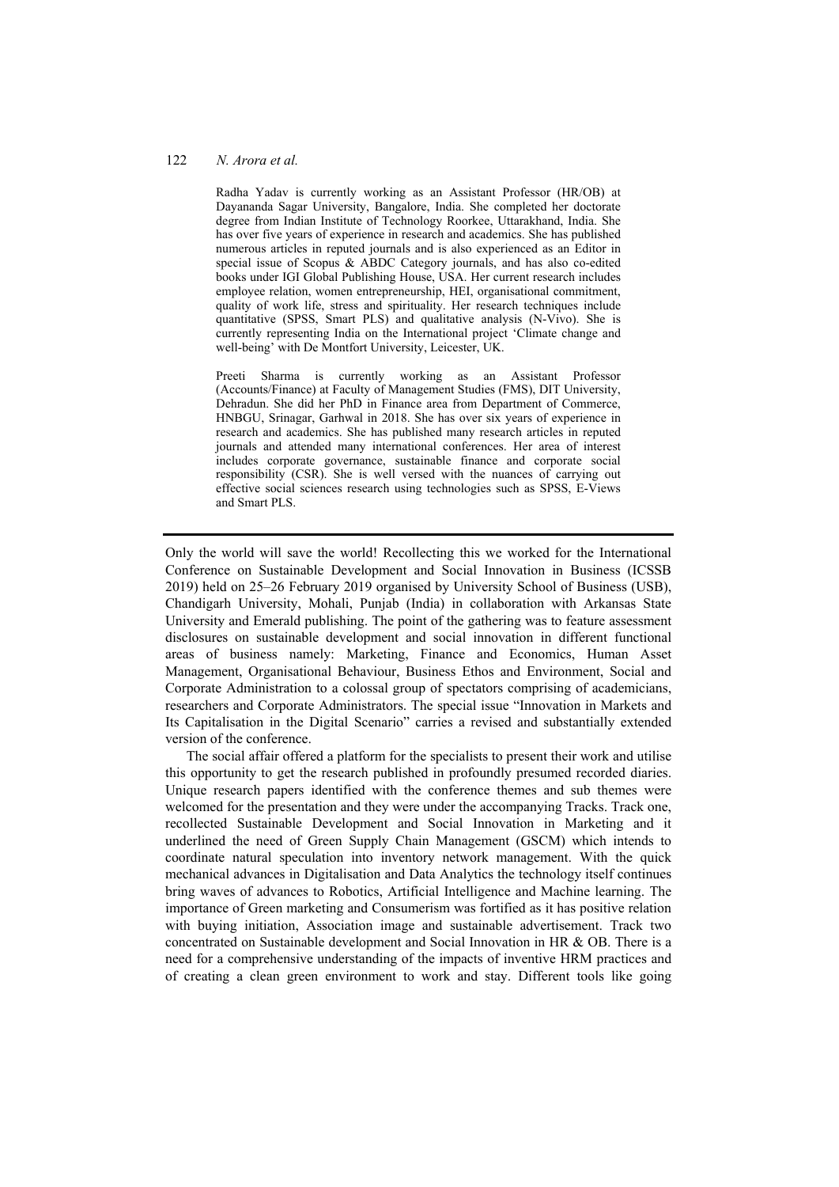Radha Yadav is currently working as an Assistant Professor (HR/OB) at Dayananda Sagar University, Bangalore, India. She completed her doctorate degree from Indian Institute of Technology Roorkee, Uttarakhand, India. She has over five years of experience in research and academics. She has published numerous articles in reputed journals and is also experienced as an Editor in special issue of Scopus & ABDC Category journals, and has also co-edited books under IGI Global Publishing House, USA. Her current research includes employee relation, women entrepreneurship, HEI, organisational commitment, quality of work life, stress and spirituality. Her research techniques include quantitative (SPSS, Smart PLS) and qualitative analysis (N-Vivo). She is currently representing India on the International project 'Climate change and well-being' with De Montfort University, Leicester, UK.

Preeti Sharma is currently working as an Assistant Professor (Accounts/Finance) at Faculty of Management Studies (FMS), DIT University, Dehradun. She did her PhD in Finance area from Department of Commerce, HNBGU, Srinagar, Garhwal in 2018. She has over six years of experience in research and academics. She has published many research articles in reputed journals and attended many international conferences. Her area of interest includes corporate governance, sustainable finance and corporate social responsibility (CSR). She is well versed with the nuances of carrying out effective social sciences research using technologies such as SPSS, E-Views and Smart PLS.

---

Only the world will save the world! Recollecting this we worked for the International Conference on Sustainable Development and Social Innovation in Business (ICSSB 2019) held on 25–26 February 2019 organised by University School of Business (USB), Chandigarh University, Mohali, Punjab (India) in collaboration with Arkansas State University and Emerald publishing. The point of the gathering was to feature assessment disclosures on sustainable development and social innovation in different functional areas of business namely: Marketing, Finance and Economics, Human Asset Management, Organisational Behaviour, Business Ethos and Environment, Social and Corporate Administration to a colossal group of spectators comprising of academicians, researchers and Corporate Administrators. The special issue "Innovation in Markets and Its Capitalisation in the Digital Scenario" carries a revised and substantially extended version of the conference.

The social affair offered a platform for the specialists to present their work and utilise this opportunity to get the research published in profoundly presumed recorded diaries. Unique research papers identified with the conference themes and sub themes were welcomed for the presentation and they were under the accompanying Tracks. Track one, recollected Sustainable Development and Social Innovation in Marketing and it underlined the need of Green Supply Chain Management (GSCM) which intends to coordinate natural speculation into inventory network management. With the quick mechanical advances in Digitalisation and Data Analytics the technology itself continues bring waves of advances to Robotics, Artificial Intelligence and Machine learning. The importance of Green marketing and Consumerism was fortified as it has positive relation with buying initiation, Association image and sustainable advertisement. Track two concentrated on Sustainable development and Social Innovation in HR & OB. There is a need for a comprehensive understanding of the impacts of inventive HRM practices and of creating a clean green environment to work and stay. Different tools like going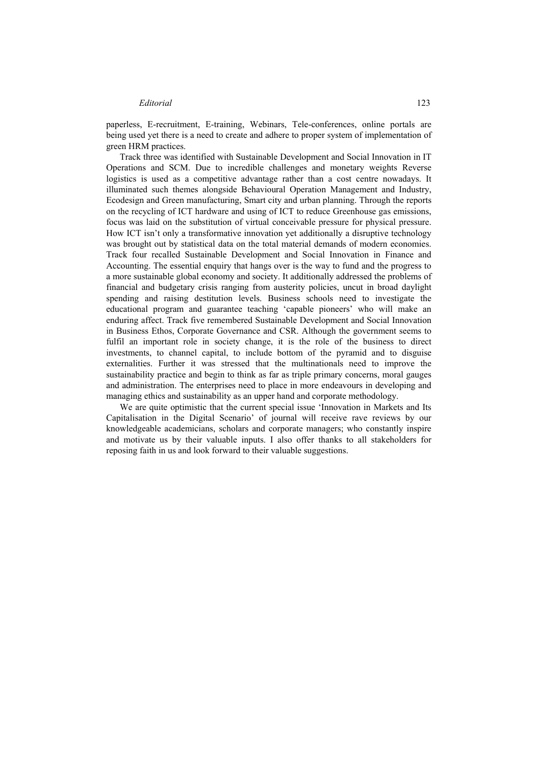paperless, E-recruitment, E-training, Webinars, Tele-conferences, online portals are being used yet there is a need to create and adhere to proper system of implementation of green HRM practices.

Track three was identified with Sustainable Development and Social Innovation in IT Operations and SCM. Due to incredible challenges and monetary weights Reverse logistics is used as a competitive advantage rather than a cost centre nowadays. It illuminated such themes alongside Behavioural Operation Management and Industry, Ecodesign and Green manufacturing, Smart city and urban planning. Through the reports on the recycling of ICT hardware and using of ICT to reduce Greenhouse gas emissions, focus was laid on the substitution of virtual conceivable pressure for physical pressure. How ICT isn't only a transformative innovation yet additionally a disruptive technology was brought out by statistical data on the total material demands of modern economies. Track four recalled Sustainable Development and Social Innovation in Finance and Accounting. The essential enquiry that hangs over is the way to fund and the progress to a more sustainable global economy and society. It additionally addressed the problems of financial and budgetary crisis ranging from austerity policies, uncut in broad daylight spending and raising destitution levels. Business schools need to investigate the educational program and guarantee teaching 'capable pioneers' who will make an enduring affect. Track five remembered Sustainable Development and Social Innovation in Business Ethos, Corporate Governance and CSR. Although the government seems to fulfil an important role in society change, it is the role of the business to direct investments, to channel capital, to include bottom of the pyramid and to disguise externalities. Further it was stressed that the multinationals need to improve the sustainability practice and begin to think as far as triple primary concerns, moral gauges and administration. The enterprises need to place in more endeavours in developing and managing ethics and sustainability as an upper hand and corporate methodology.

We are quite optimistic that the current special issue 'Innovation in Markets and Its Capitalisation in the Digital Scenario' of journal will receive rave reviews by our knowledgeable academicians, scholars and corporate managers; who constantly inspire and motivate us by their valuable inputs. I also offer thanks to all stakeholders for reposing faith in us and look forward to their valuable suggestions.